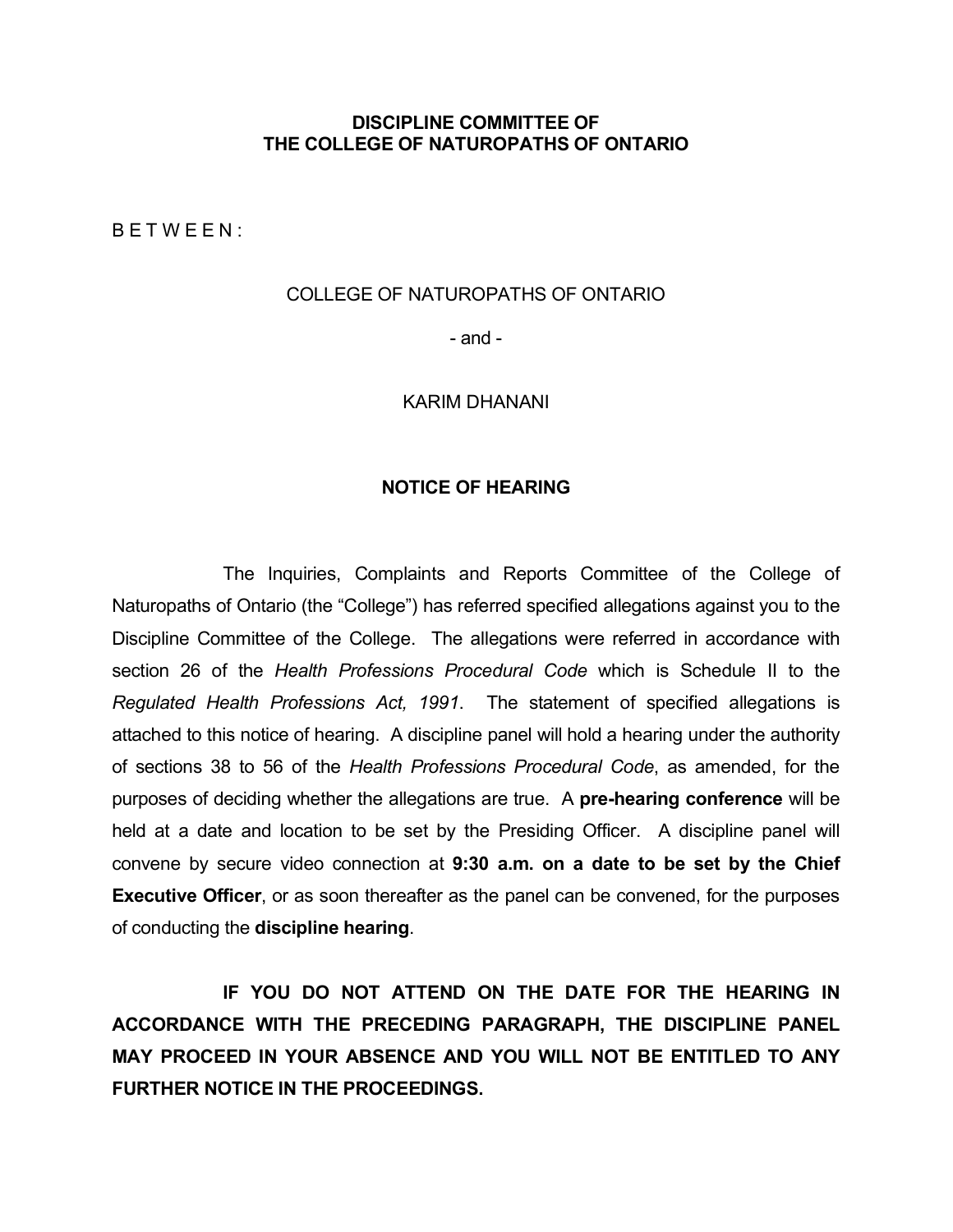**DISCIPLINE COMMITTEE OF**
**THE COLLEGE OF NATUROPATHS OF ONTARIO**

B E T W E E N :

COLLEGE OF NATUROPATHS OF ONTARIO

- and -

KARIM DHANANI

## NOTICE OF HEARING

The Inquiries, Complaints and Reports Committee of the College of Naturopaths of Ontario (the "College") has referred specified allegations against you to the Discipline Committee of the College. The allegations were referred in accordance with section 26 of the *Health Professions Procedural Code* which is Schedule II to the *Regulated Health Professions Act, 1991*. The statement of specified allegations is attached to this notice of hearing. A discipline panel will hold a hearing under the authority of sections 38 to 56 of the *Health Professions Procedural Code*, as amended, for the purposes of deciding whether the allegations are true. A **pre-hearing conference** will be held at a date and location to be set by the Presiding Officer. A discipline panel will convene by secure video connection at **9:30 a.m. on a date to be set by the Chief Executive Officer**, or as soon thereafter as the panel can be convened, for the purposes of conducting the **discipline hearing**.

**IF YOU DO NOT ATTEND ON THE DATE FOR THE HEARING IN ACCORDANCE WITH THE PRECEDING PARAGRAPH, THE DISCIPLINE PANEL MAY PROCEED IN YOUR ABSENCE AND YOU WILL NOT BE ENTITLED TO ANY FURTHER NOTICE IN THE PROCEEDINGS.**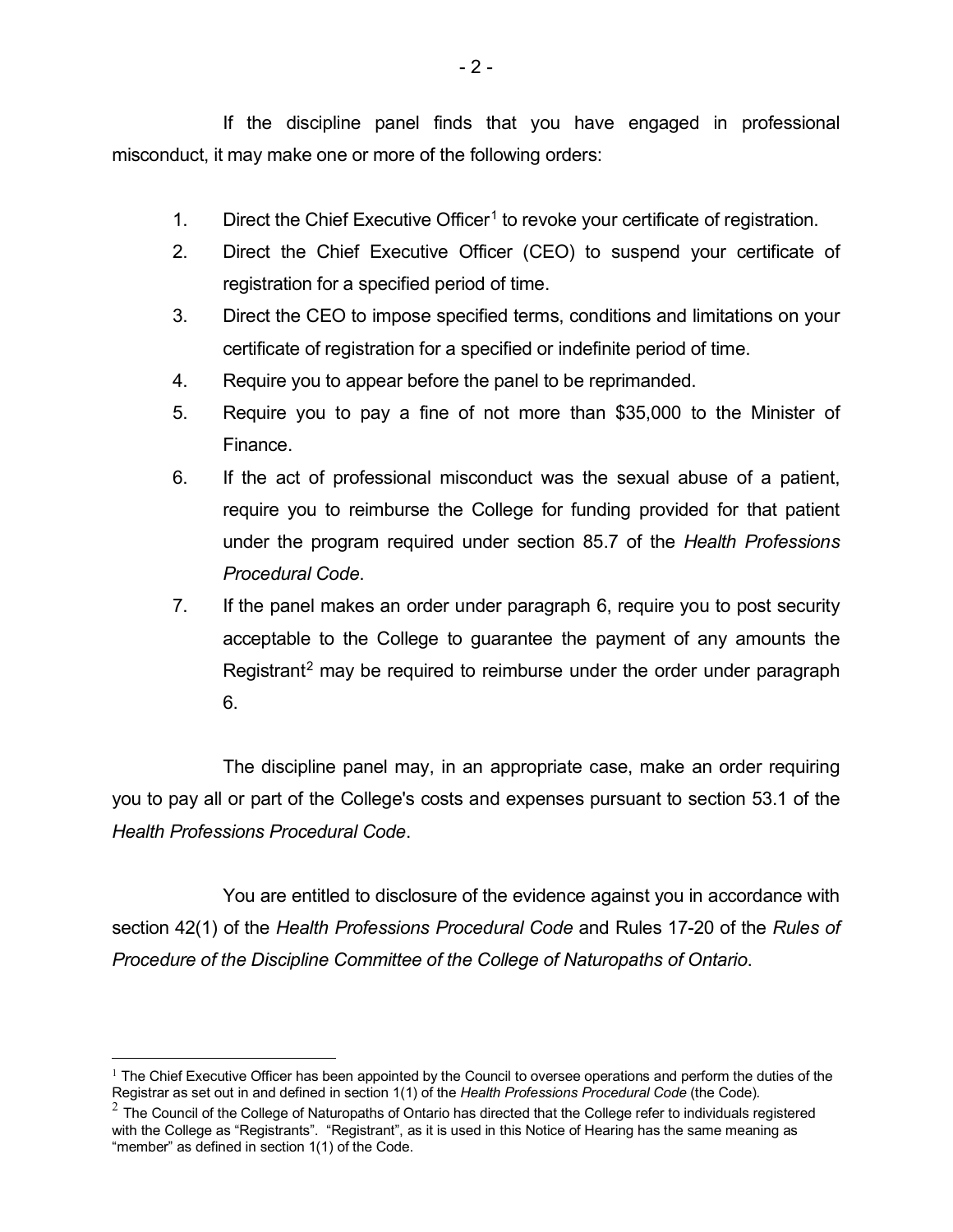If the discipline panel finds that you have engaged in professional misconduct, it may make one or more of the following orders:

1. Direct the Chief Executive Officer[1] to revoke your certificate of registration.
2. Direct the Chief Executive Officer (CEO) to suspend your certificate of registration for a specified period of time.
3. Direct the CEO to impose specified terms, conditions and limitations on your certificate of registration for a specified or indefinite period of time.
4. Require you to appear before the panel to be reprimanded.
5. Require you to pay a fine of not more than $35,000 to the Minister of Finance.
6. If the act of professional misconduct was the sexual abuse of a patient, require you to reimburse the College for funding provided for that patient under the program required under section 85.7 of the *Health Professions Procedural Code*.
7. If the panel makes an order under paragraph 6, require you to post security acceptable to the College to guarantee the payment of any amounts the Registrant[2] may be required to reimburse under the order under paragraph 6.

The discipline panel may, in an appropriate case, make an order requiring you to pay all or part of the College's costs and expenses pursuant to section 53.1 of the *Health Professions Procedural Code*.

You are entitled to disclosure of the evidence against you in accordance with section 42(1) of the *Health Professions Procedural Code* and Rules 17-20 of the *Rules of Procedure of the Discipline Committee of the College of Naturopaths of Ontario*.

---

[1] The Chief Executive Officer has been appointed by the Council to oversee operations and perform the duties of the Registrar as set out in and defined in section 1(1) of the *Health Professions Procedural Code* (the Code).

[2] The Council of the College of Naturopaths of Ontario has directed that the College refer to individuals registered with the College as "Registrants". "Registrant", as it is used in this Notice of Hearing has the same meaning as "member" as defined in section 1(1) of the Code.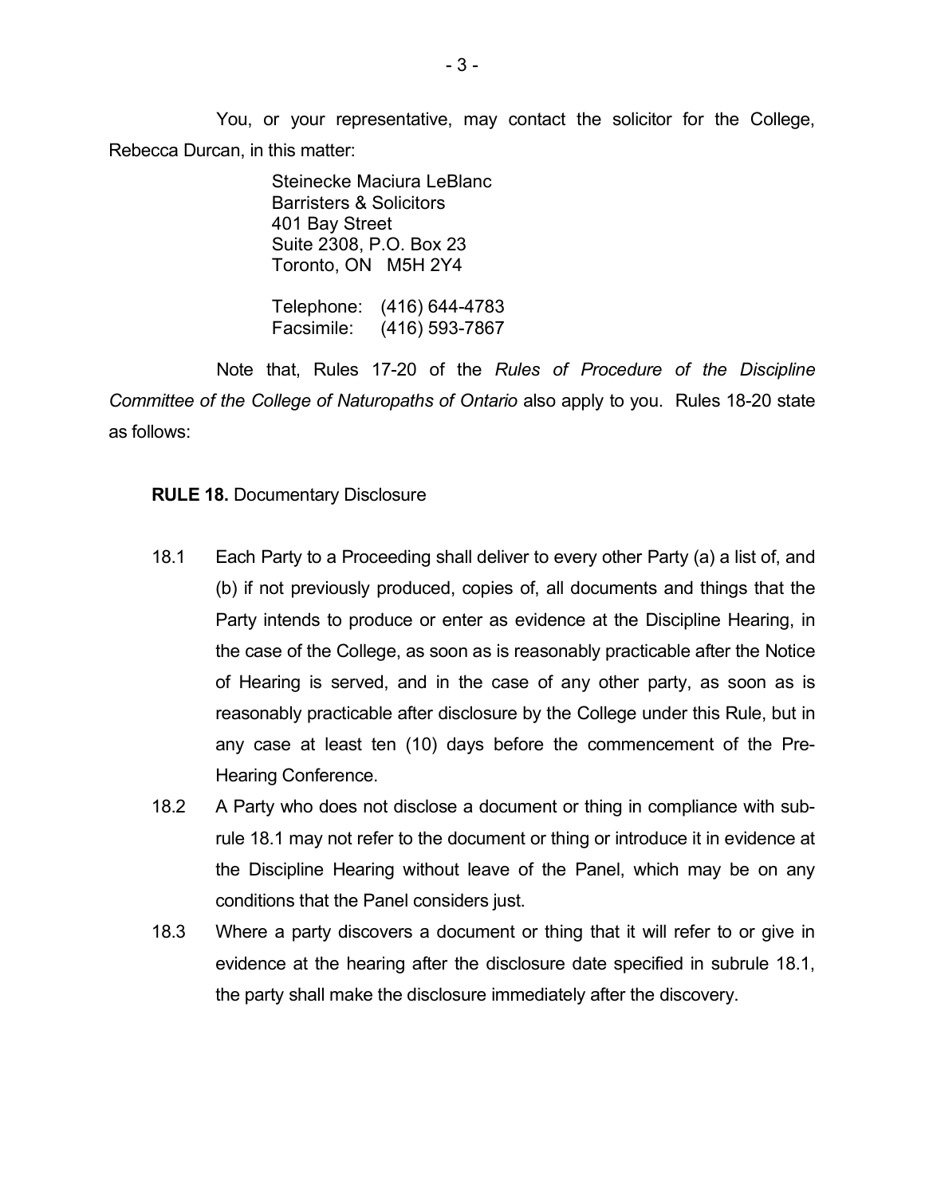You, or your representative, may contact the solicitor for the College, Rebecca Durcan, in this matter:

> Steinecke Maciura LeBlanc
> Barristers & Solicitors
> 401 Bay Street
> Suite 2308, P.O. Box 23
> Toronto, ON M5H 2Y4
>
> Telephone: (416) 644-4783
> Facsimile: (416) 593-7867

Note that, Rules 17-20 of the *Rules of Procedure of the Discipline Committee of the College of Naturopaths of Ontario* also apply to you. Rules 18-20 state as follows:

**RULE 18.** Documentary Disclosure

18.1 Each Party to a Proceeding shall deliver to every other Party (a) a list of, and (b) if not previously produced, copies of, all documents and things that the Party intends to produce or enter as evidence at the Discipline Hearing, in the case of the College, as soon as is reasonably practicable after the Notice of Hearing is served, and in the case of any other party, as soon as is reasonably practicable after disclosure by the College under this Rule, but in any case at least ten (10) days before the commencement of the Pre-Hearing Conference.

18.2 A Party who does not disclose a document or thing in compliance with sub-rule 18.1 may not refer to the document or thing or introduce it in evidence at the Discipline Hearing without leave of the Panel, which may be on any conditions that the Panel considers just.

18.3 Where a party discovers a document or thing that it will refer to or give in evidence at the hearing after the disclosure date specified in subrule 18.1, the party shall make the disclosure immediately after the discovery.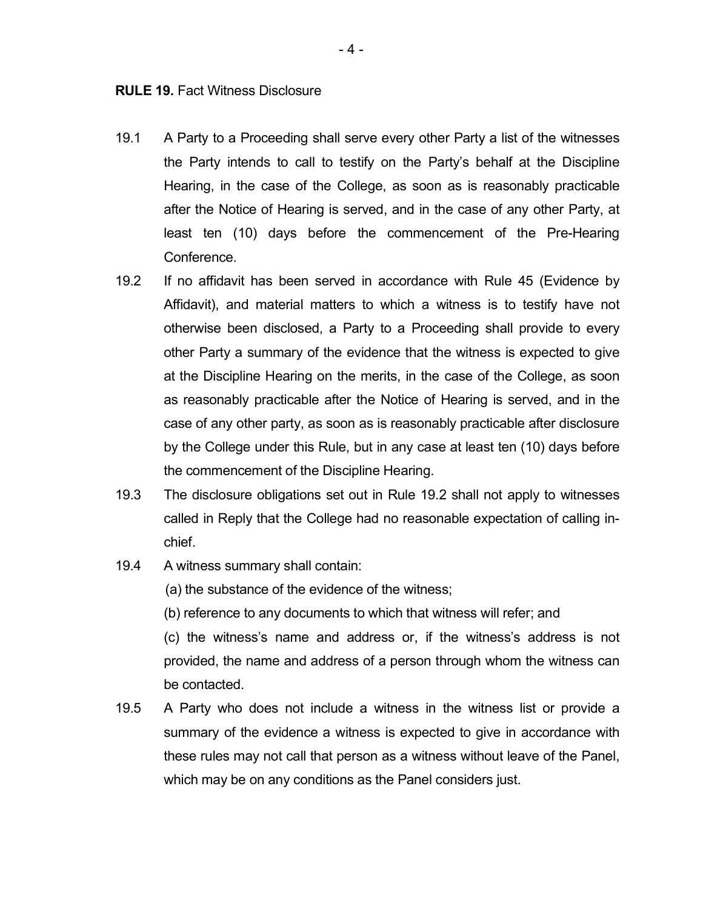**RULE 19.** Fact Witness Disclosure

19.1 A Party to a Proceeding shall serve every other Party a list of the witnesses the Party intends to call to testify on the Party's behalf at the Discipline Hearing, in the case of the College, as soon as is reasonably practicable after the Notice of Hearing is served, and in the case of any other Party, at least ten (10) days before the commencement of the Pre-Hearing Conference.

19.2 If no affidavit has been served in accordance with Rule 45 (Evidence by Affidavit), and material matters to which a witness is to testify have not otherwise been disclosed, a Party to a Proceeding shall provide to every other Party a summary of the evidence that the witness is expected to give at the Discipline Hearing on the merits, in the case of the College, as soon as reasonably practicable after the Notice of Hearing is served, and in the case of any other party, as soon as is reasonably practicable after disclosure by the College under this Rule, but in any case at least ten (10) days before the commencement of the Discipline Hearing.

19.3 The disclosure obligations set out in Rule 19.2 shall not apply to witnesses called in Reply that the College had no reasonable expectation of calling in-chief.

19.4 A witness summary shall contain:

(a) the substance of the evidence of the witness;

(b) reference to any documents to which that witness will refer; and

(c) the witness's name and address or, if the witness's address is not provided, the name and address of a person through whom the witness can be contacted.

19.5 A Party who does not include a witness in the witness list or provide a summary of the evidence a witness is expected to give in accordance with these rules may not call that person as a witness without leave of the Panel, which may be on any conditions as the Panel considers just.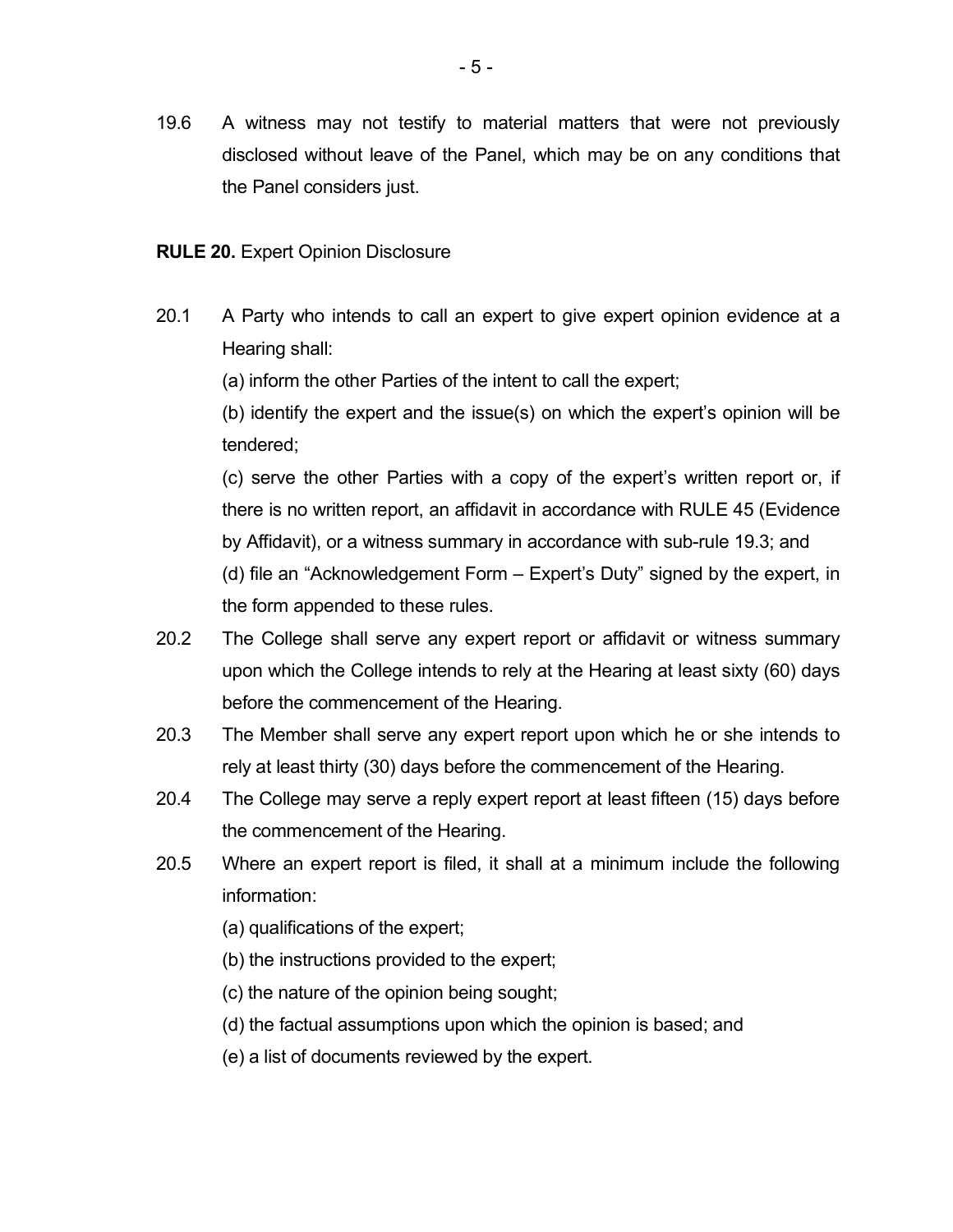19.6 A witness may not testify to material matters that were not previously disclosed without leave of the Panel, which may be on any conditions that the Panel considers just.

**RULE 20.** Expert Opinion Disclosure

20.1 A Party who intends to call an expert to give expert opinion evidence at a Hearing shall:

(a) inform the other Parties of the intent to call the expert;

(b) identify the expert and the issue(s) on which the expert's opinion will be tendered;

(c) serve the other Parties with a copy of the expert's written report or, if there is no written report, an affidavit in accordance with RULE 45 (Evidence by Affidavit), or a witness summary in accordance with sub-rule 19.3; and

(d) file an "Acknowledgement Form – Expert's Duty" signed by the expert, in the form appended to these rules.

20.2 The College shall serve any expert report or affidavit or witness summary upon which the College intends to rely at the Hearing at least sixty (60) days before the commencement of the Hearing.

20.3 The Member shall serve any expert report upon which he or she intends to rely at least thirty (30) days before the commencement of the Hearing.

20.4 The College may serve a reply expert report at least fifteen (15) days before the commencement of the Hearing.

20.5 Where an expert report is filed, it shall at a minimum include the following information:

(a) qualifications of the expert;

(b) the instructions provided to the expert;

(c) the nature of the opinion being sought;

(d) the factual assumptions upon which the opinion is based; and

(e) a list of documents reviewed by the expert.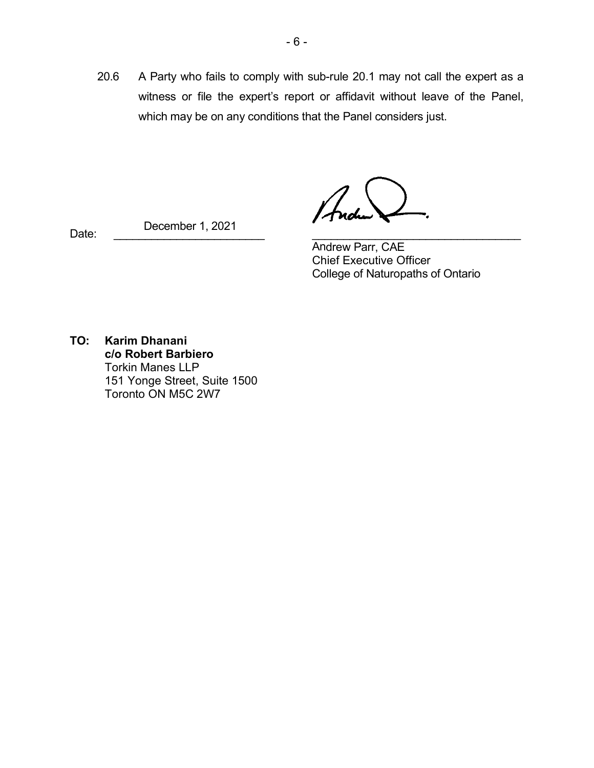20.6 A Party who fails to comply with sub-rule 20.1 may not call the expert as a witness or file the expert's report or affidavit without leave of the Panel, which may be on any conditions that the Panel considers just.

Date: December 1, 2021

Andrew Parr, CAE
Chief Executive Officer
College of Naturopaths of Ontario

**TO: Karim Dhanani**
**c/o Robert Barbiero**
Torkin Manes LLP
151 Yonge Street, Suite 1500
Toronto ON M5C 2W7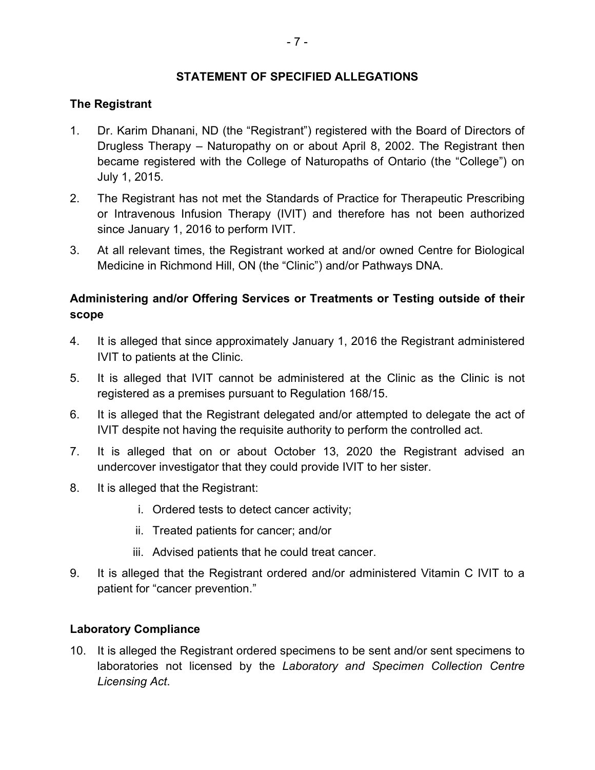## STATEMENT OF SPECIFIED ALLEGATIONS

### The Registrant

1. Dr. Karim Dhanani, ND (the "Registrant") registered with the Board of Directors of Drugless Therapy – Naturopathy on or about April 8, 2002. The Registrant then became registered with the College of Naturopaths of Ontario (the "College") on July 1, 2015.
2. The Registrant has not met the Standards of Practice for Therapeutic Prescribing or Intravenous Infusion Therapy (IVIT) and therefore has not been authorized since January 1, 2016 to perform IVIT.
3. At all relevant times, the Registrant worked at and/or owned Centre for Biological Medicine in Richmond Hill, ON (the "Clinic") and/or Pathways DNA.

### Administering and/or Offering Services or Treatments or Testing outside of their scope

4. It is alleged that since approximately January 1, 2016 the Registrant administered IVIT to patients at the Clinic.
5. It is alleged that IVIT cannot be administered at the Clinic as the Clinic is not registered as a premises pursuant to Regulation 168/15.
6. It is alleged that the Registrant delegated and/or attempted to delegate the act of IVIT despite not having the requisite authority to perform the controlled act.
7. It is alleged that on or about October 13, 2020 the Registrant advised an undercover investigator that they could provide IVIT to her sister.
8. It is alleged that the Registrant:
   i. Ordered tests to detect cancer activity;
   ii. Treated patients for cancer; and/or
   iii. Advised patients that he could treat cancer.
9. It is alleged that the Registrant ordered and/or administered Vitamin C IVIT to a patient for "cancer prevention."

### Laboratory Compliance

10. It is alleged the Registrant ordered specimens to be sent and/or sent specimens to laboratories not licensed by the *Laboratory and Specimen Collection Centre Licensing Act*.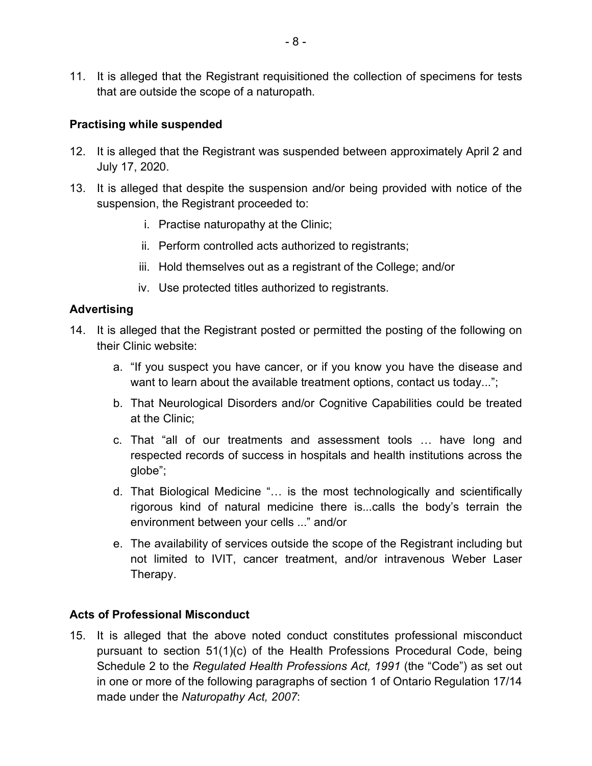11. It is alleged that the Registrant requisitioned the collection of specimens for tests that are outside the scope of a naturopath.

### Practising while suspended

12. It is alleged that the Registrant was suspended between approximately April 2 and July 17, 2020.
13. It is alleged that despite the suspension and/or being provided with notice of the suspension, the Registrant proceeded to:
    i. Practise naturopathy at the Clinic;
    ii. Perform controlled acts authorized to registrants;
    iii. Hold themselves out as a registrant of the College; and/or
    iv. Use protected titles authorized to registrants.

### Advertising

14. It is alleged that the Registrant posted or permitted the posting of the following on their Clinic website:
    a. "If you suspect you have cancer, or if you know you have the disease and want to learn about the available treatment options, contact us today...";
    b. That Neurological Disorders and/or Cognitive Capabilities could be treated at the Clinic;
    c. That "all of our treatments and assessment tools … have long and respected records of success in hospitals and health institutions across the globe";
    d. That Biological Medicine "… is the most technologically and scientifically rigorous kind of natural medicine there is...calls the body's terrain the environment between your cells ..." and/or
    e. The availability of services outside the scope of the Registrant including but not limited to IVIT, cancer treatment, and/or intravenous Weber Laser Therapy.

### Acts of Professional Misconduct

15. It is alleged that the above noted conduct constitutes professional misconduct pursuant to section 51(1)(c) of the Health Professions Procedural Code, being Schedule 2 to the *Regulated Health Professions Act, 1991* (the "Code") as set out in one or more of the following paragraphs of section 1 of Ontario Regulation 17/14 made under the *Naturopathy Act, 2007*: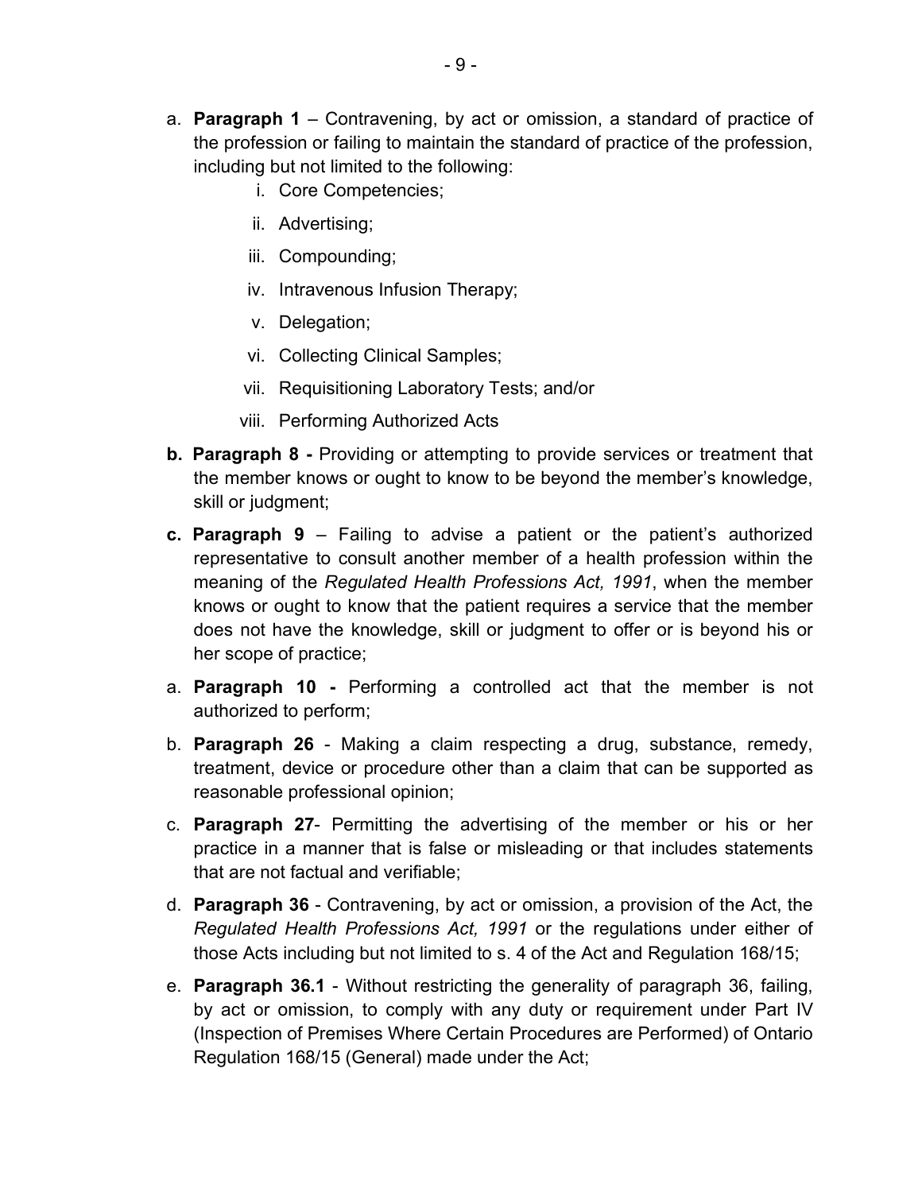a. **Paragraph 1** – Contravening, by act or omission, a standard of practice of the profession or failing to maintain the standard of practice of the profession, including but not limited to the following:
    i. Core Competencies;
    ii. Advertising;
    iii. Compounding;
    iv. Intravenous Infusion Therapy;
    v. Delegation;
    vi. Collecting Clinical Samples;
    vii. Requisitioning Laboratory Tests; and/or
    viii. Performing Authorized Acts

**b. Paragraph 8 -** Providing or attempting to provide services or treatment that the member knows or ought to know to be beyond the member's knowledge, skill or judgment;

**c. Paragraph 9** – Failing to advise a patient or the patient's authorized representative to consult another member of a health profession within the meaning of the *Regulated Health Professions Act, 1991*, when the member knows or ought to know that the patient requires a service that the member does not have the knowledge, skill or judgment to offer or is beyond his or her scope of practice;

a. **Paragraph 10 -** Performing a controlled act that the member is not authorized to perform;

b. **Paragraph 26** - Making a claim respecting a drug, substance, remedy, treatment, device or procedure other than a claim that can be supported as reasonable professional opinion;

c. **Paragraph 27**- Permitting the advertising of the member or his or her practice in a manner that is false or misleading or that includes statements that are not factual and verifiable;

d. **Paragraph 36** - Contravening, by act or omission, a provision of the Act, the *Regulated Health Professions Act, 1991* or the regulations under either of those Acts including but not limited to s. 4 of the Act and Regulation 168/15;

e. **Paragraph 36.1** - Without restricting the generality of paragraph 36, failing, by act or omission, to comply with any duty or requirement under Part IV (Inspection of Premises Where Certain Procedures are Performed) of Ontario Regulation 168/15 (General) made under the Act;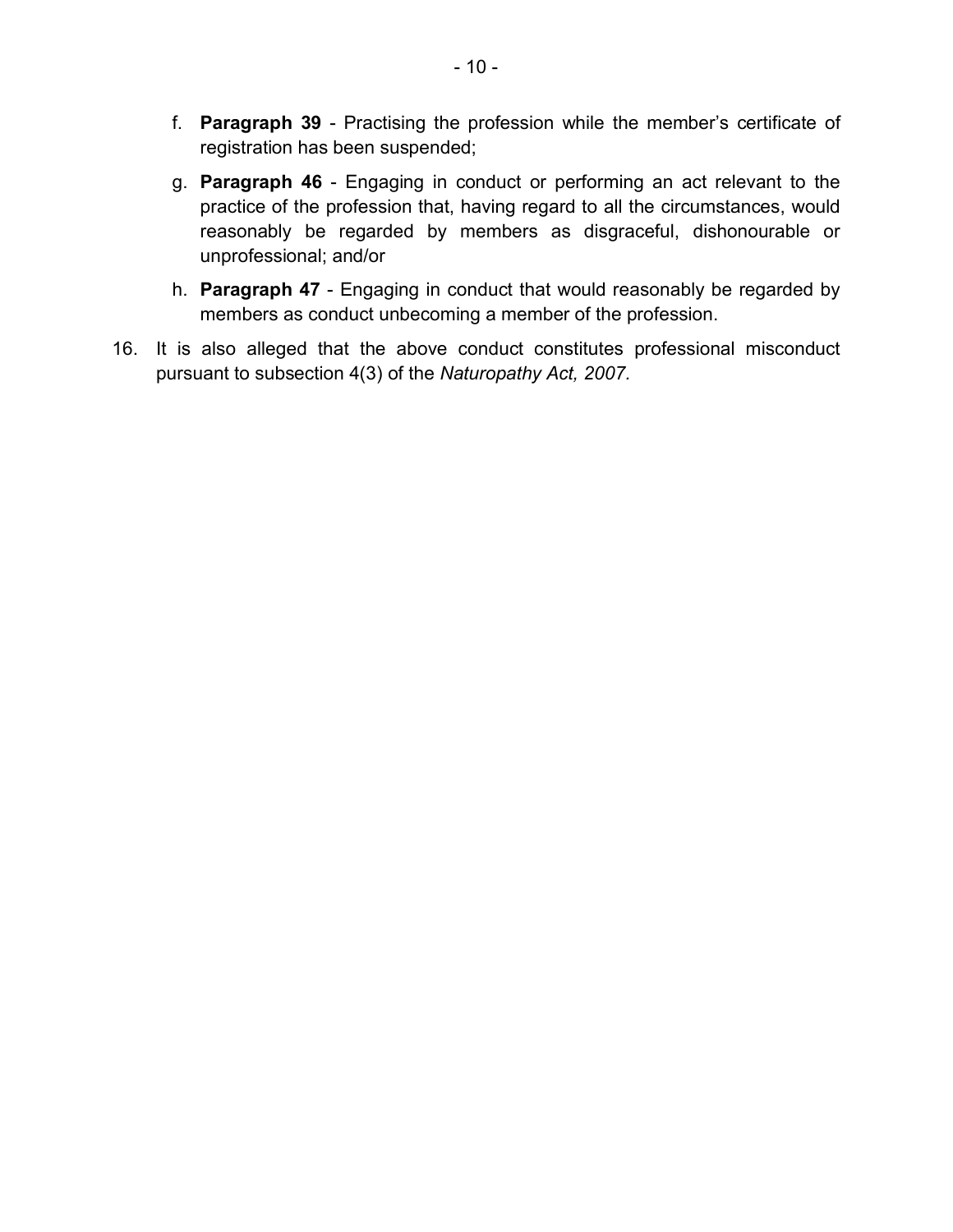f. **Paragraph 39** - Practising the profession while the member's certificate of registration has been suspended;

g. **Paragraph 46** - Engaging in conduct or performing an act relevant to the practice of the profession that, having regard to all the circumstances, would reasonably be regarded by members as disgraceful, dishonourable or unprofessional; and/or

h. **Paragraph 47** - Engaging in conduct that would reasonably be regarded by members as conduct unbecoming a member of the profession.

16. It is also alleged that the above conduct constitutes professional misconduct pursuant to subsection 4(3) of the *Naturopathy Act, 2007.*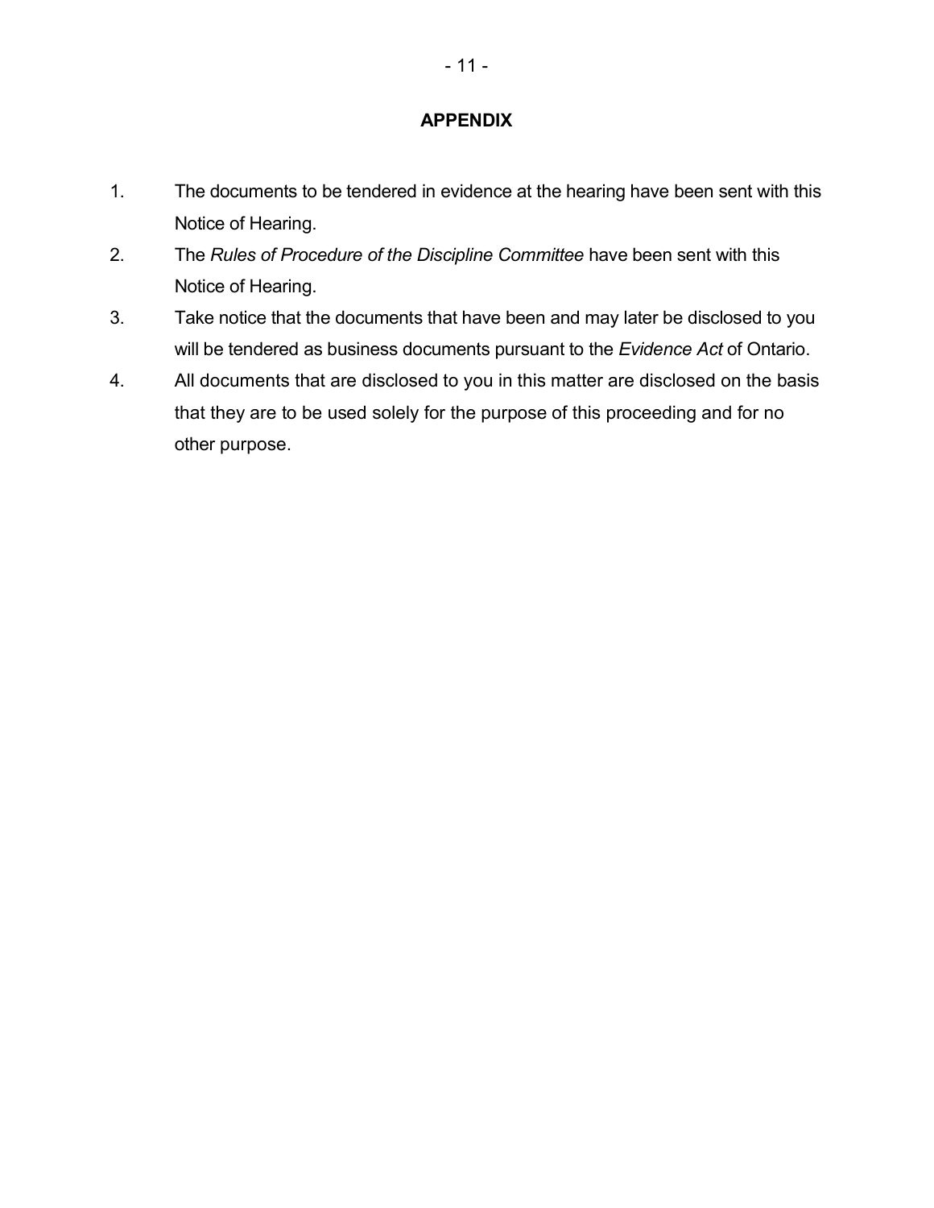## APPENDIX

1. The documents to be tendered in evidence at the hearing have been sent with this Notice of Hearing.
2. The *Rules of Procedure of the Discipline Committee* have been sent with this Notice of Hearing.
3. Take notice that the documents that have been and may later be disclosed to you will be tendered as business documents pursuant to the *Evidence Act* of Ontario.
4. All documents that are disclosed to you in this matter are disclosed on the basis that they are to be used solely for the purpose of this proceeding and for no other purpose.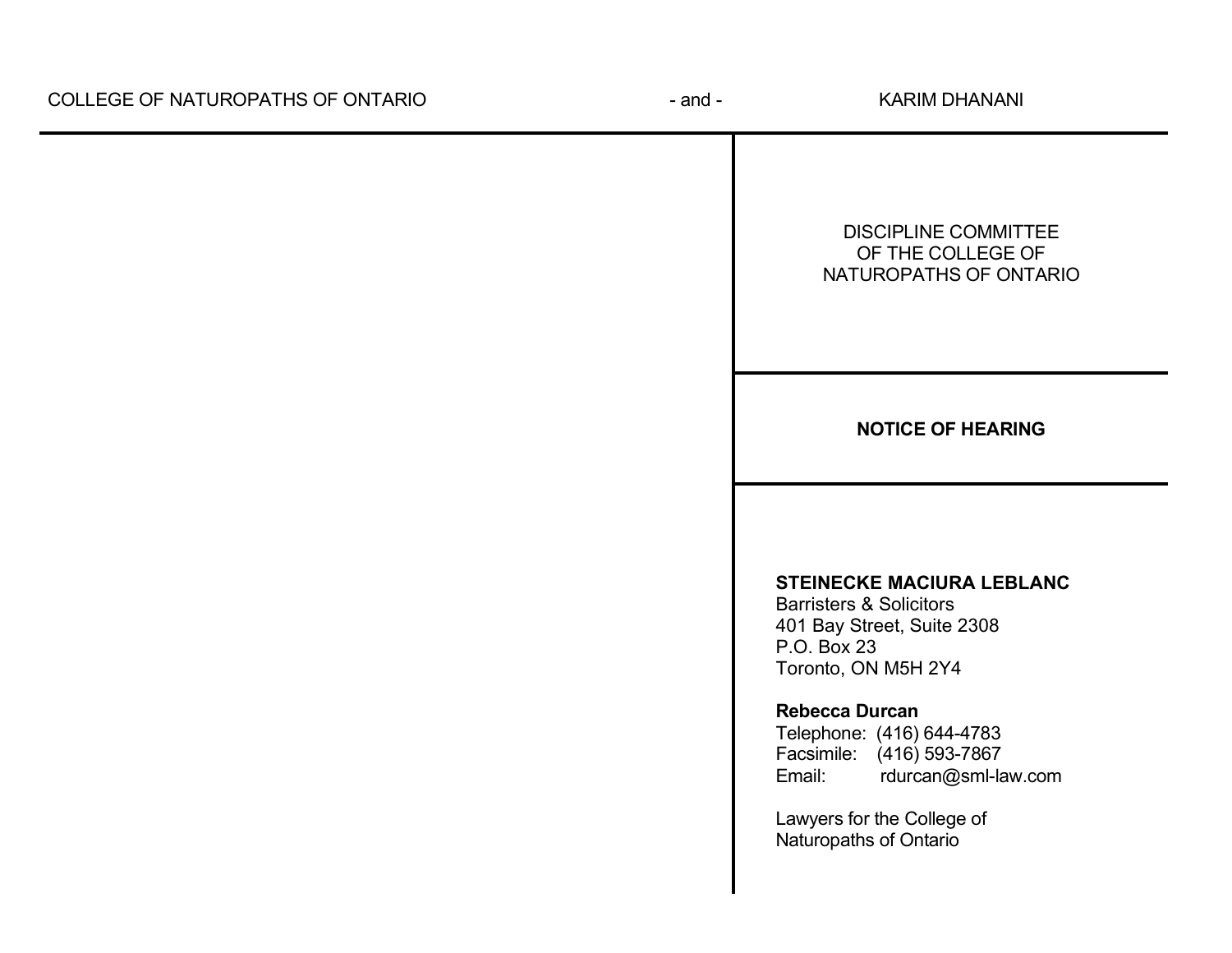COLLEGE OF NATUROPATHS OF ONTARIO - and - KARIM DHANANI

DISCIPLINE COMMITTEE
OF THE COLLEGE OF
NATUROPATHS OF ONTARIO

**NOTICE OF HEARING**

**STEINECKE MACIURA LEBLANC**
Barristers & Solicitors
401 Bay Street, Suite 2308
P.O. Box 23
Toronto, ON M5H 2Y4

**Rebecca Durcan**
Telephone: (416) 644-4783
Facsimile: (416) 593-7867
Email: rdurcan@sml-law.com

Lawyers for the College of
Naturopaths of Ontario